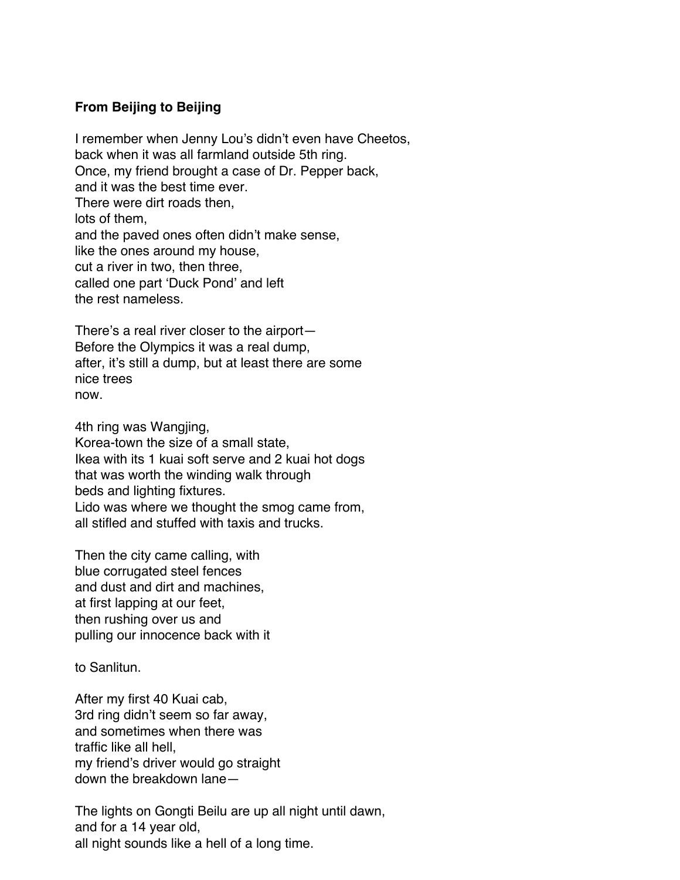**From Beijing to Beijing**

I remember when Jenny Lou's didn't even have Cheetos,
back when it was all farmland outside 5th ring.
Once, my friend brought a case of Dr. Pepper back,
and it was the best time ever.
There were dirt roads then,
lots of them,
and the paved ones often didn't make sense,
like the ones around my house,
cut a river in two, then three,
called one part 'Duck Pond' and left
the rest nameless.

There's a real river closer to the airport—
Before the Olympics it was a real dump,
after, it's still a dump, but at least there are some
nice trees
now.

4th ring was Wangjing,
Korea-town the size of a small state,
Ikea with its 1 kuai soft serve and 2 kuai hot dogs
that was worth the winding walk through
beds and lighting fixtures.
Lido was where we thought the smog came from,
all stifled and stuffed with taxis and trucks.

Then the city came calling, with
blue corrugated steel fences
and dust and dirt and machines,
at first lapping at our feet,
then rushing over us and
pulling our innocence back with it

to Sanlitun.

After my first 40 Kuai cab,
3rd ring didn't seem so far away,
and sometimes when there was
traffic like all hell,
my friend's driver would go straight
down the breakdown lane—

The lights on Gongti Beilu are up all night until dawn,
and for a 14 year old,
all night sounds like a hell of a long time.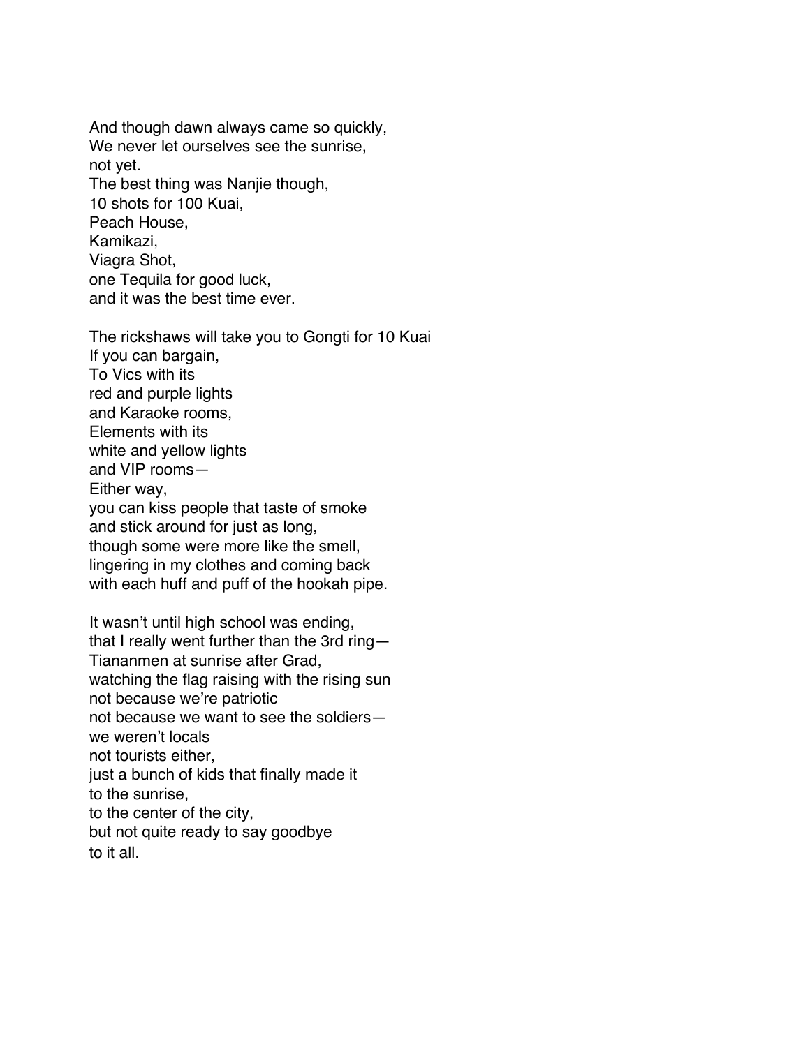And though dawn always came so quickly,  
We never let ourselves see the sunrise,  
not yet.  
The best thing was Nanjie though,  
10 shots for 100 Kuai,  
Peach House,  
Kamikazi,  
Viagra Shot,  
one Tequila for good luck,  
and it was the best time ever.

The rickshaws will take you to Gongti for 10 Kuai  
If you can bargain,  
To Vics with its  
red and purple lights  
and Karaoke rooms,  
Elements with its  
white and yellow lights  
and VIP rooms—  
Either way,  
you can kiss people that taste of smoke  
and stick around for just as long,  
though some were more like the smell,  
lingering in my clothes and coming back  
with each huff and puff of the hookah pipe.

It wasn't until high school was ending,  
that I really went further than the 3rd ring—  
Tiananmen at sunrise after Grad,  
watching the flag raising with the rising sun  
not because we're patriotic  
not because we want to see the soldiers—  
we weren't locals  
not tourists either,  
just a bunch of kids that finally made it  
to the sunrise,  
to the center of the city,  
but not quite ready to say goodbye  
to it all.